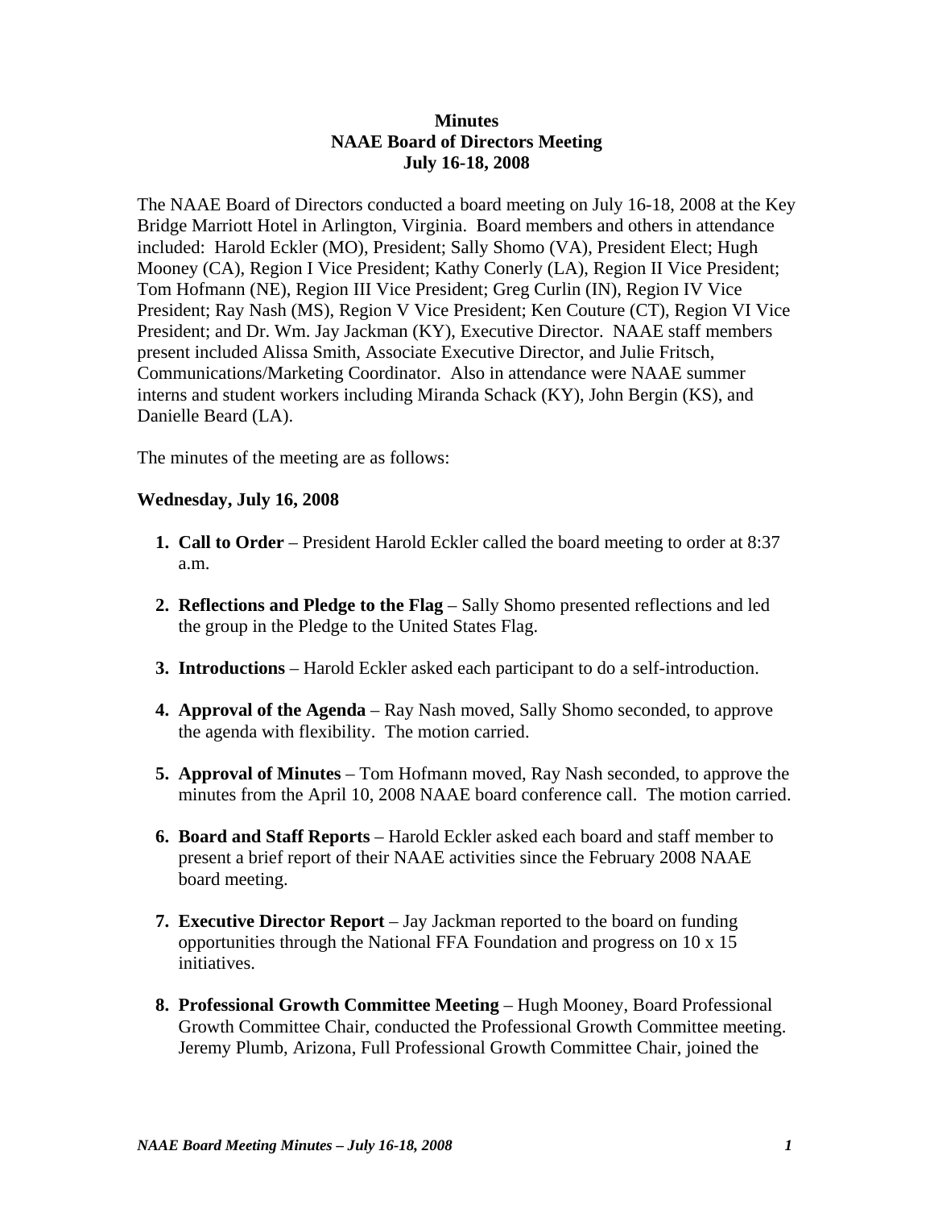**Minutes**
**NAAE Board of Directors Meeting**
**July 16-18, 2008**

The NAAE Board of Directors conducted a board meeting on July 16-18, 2008 at the Key Bridge Marriott Hotel in Arlington, Virginia. Board members and others in attendance included: Harold Eckler (MO), President; Sally Shomo (VA), President Elect; Hugh Mooney (CA), Region I Vice President; Kathy Conerly (LA), Region II Vice President; Tom Hofmann (NE), Region III Vice President; Greg Curlin (IN), Region IV Vice President; Ray Nash (MS), Region V Vice President; Ken Couture (CT), Region VI Vice President; and Dr. Wm. Jay Jackman (KY), Executive Director. NAAE staff members present included Alissa Smith, Associate Executive Director, and Julie Fritsch, Communications/Marketing Coordinator. Also in attendance were NAAE summer interns and student workers including Miranda Schack (KY), John Bergin (KS), and Danielle Beard (LA).

The minutes of the meeting are as follows:

**Wednesday, July 16, 2008**

1. **Call to Order** – President Harold Eckler called the board meeting to order at 8:37 a.m.

2. **Reflections and Pledge to the Flag** – Sally Shomo presented reflections and led the group in the Pledge to the United States Flag.

3. **Introductions** – Harold Eckler asked each participant to do a self-introduction.

4. **Approval of the Agenda** – Ray Nash moved, Sally Shomo seconded, to approve the agenda with flexibility. The motion carried.

5. **Approval of Minutes** – Tom Hofmann moved, Ray Nash seconded, to approve the minutes from the April 10, 2008 NAAE board conference call. The motion carried.

6. **Board and Staff Reports** – Harold Eckler asked each board and staff member to present a brief report of their NAAE activities since the February 2008 NAAE board meeting.

7. **Executive Director Report** – Jay Jackman reported to the board on funding opportunities through the National FFA Foundation and progress on 10 x 15 initiatives.

8. **Professional Growth Committee Meeting** – Hugh Mooney, Board Professional Growth Committee Chair, conducted the Professional Growth Committee meeting. Jeremy Plumb, Arizona, Full Professional Growth Committee Chair, joined the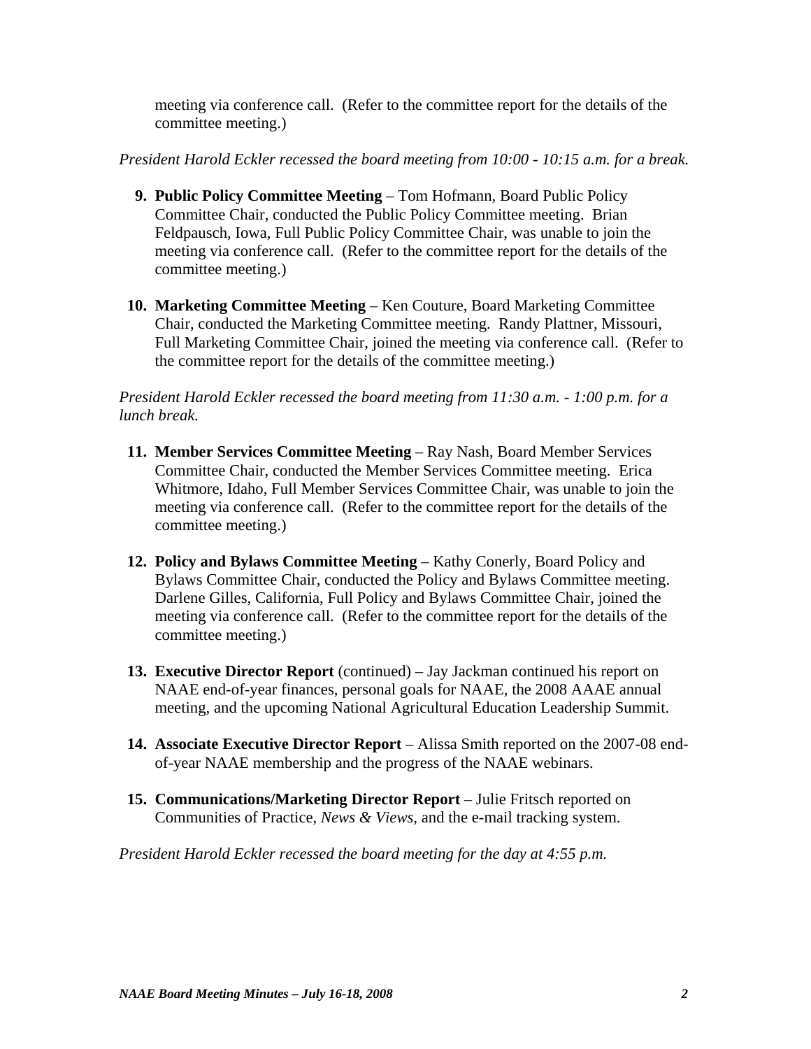meeting via conference call. (Refer to the committee report for the details of the committee meeting.)

*President Harold Eckler recessed the board meeting from 10:00 - 10:15 a.m. for a break.*

9. **Public Policy Committee Meeting** – Tom Hofmann, Board Public Policy Committee Chair, conducted the Public Policy Committee meeting. Brian Feldpausch, Iowa, Full Public Policy Committee Chair, was unable to join the meeting via conference call. (Refer to the committee report for the details of the committee meeting.)

10. **Marketing Committee Meeting** – Ken Couture, Board Marketing Committee Chair, conducted the Marketing Committee meeting. Randy Plattner, Missouri, Full Marketing Committee Chair, joined the meeting via conference call. (Refer to the committee report for the details of the committee meeting.)

*President Harold Eckler recessed the board meeting from 11:30 a.m. - 1:00 p.m. for a lunch break.*

11. **Member Services Committee Meeting** – Ray Nash, Board Member Services Committee Chair, conducted the Member Services Committee meeting. Erica Whitmore, Idaho, Full Member Services Committee Chair, was unable to join the meeting via conference call. (Refer to the committee report for the details of the committee meeting.)

12. **Policy and Bylaws Committee Meeting** – Kathy Conerly, Board Policy and Bylaws Committee Chair, conducted the Policy and Bylaws Committee meeting. Darlene Gilles, California, Full Policy and Bylaws Committee Chair, joined the meeting via conference call. (Refer to the committee report for the details of the committee meeting.)

13. **Executive Director Report** (continued) – Jay Jackman continued his report on NAAE end-of-year finances, personal goals for NAAE, the 2008 AAAE annual meeting, and the upcoming National Agricultural Education Leadership Summit.

14. **Associate Executive Director Report** – Alissa Smith reported on the 2007-08 end-of-year NAAE membership and the progress of the NAAE webinars.

15. **Communications/Marketing Director Report** – Julie Fritsch reported on Communities of Practice, *News & Views*, and the e-mail tracking system.

*President Harold Eckler recessed the board meeting for the day at 4:55 p.m.*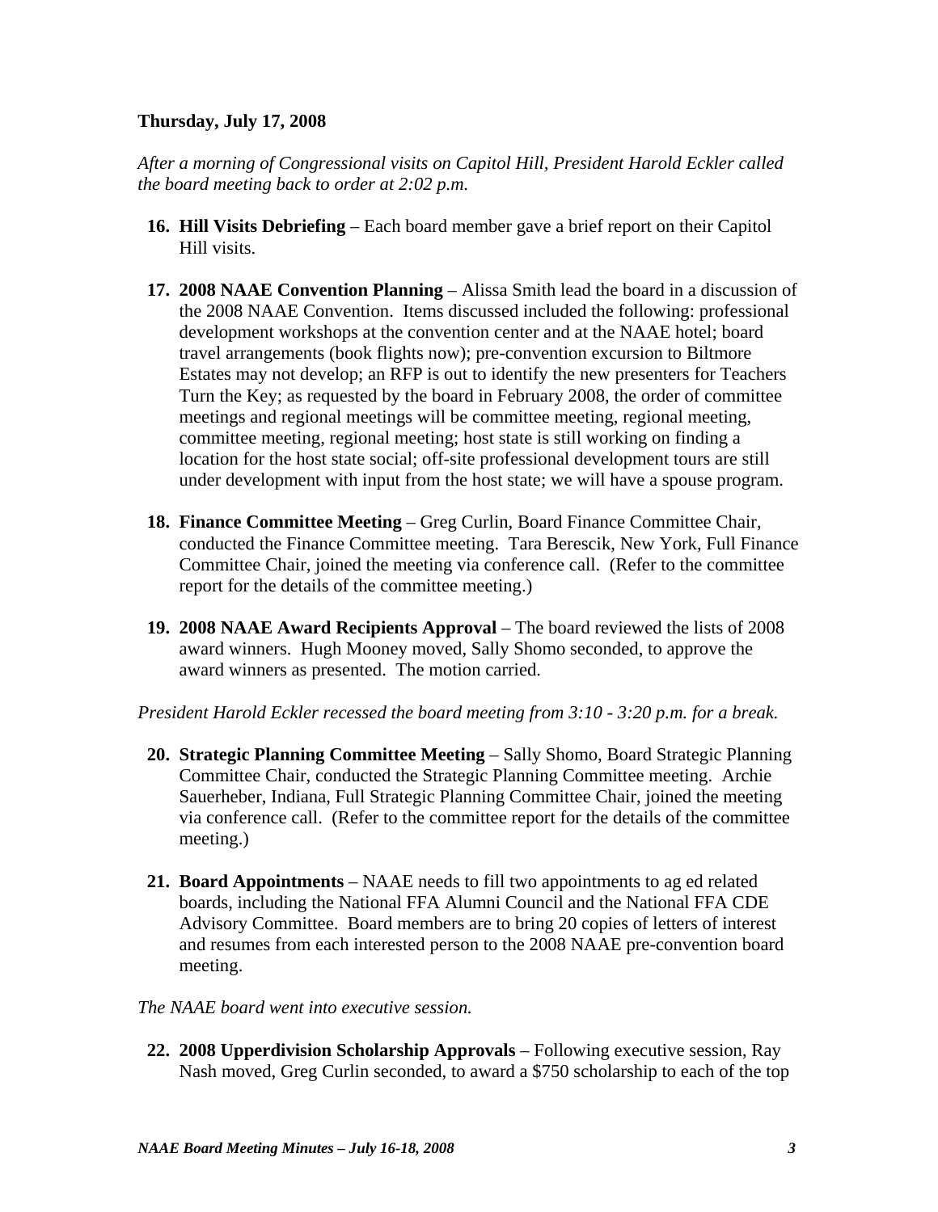**Thursday, July 17, 2008**

*After a morning of Congressional visits on Capitol Hill, President Harold Eckler called the board meeting back to order at 2:02 p.m.*

16. **Hill Visits Debriefing** – Each board member gave a brief report on their Capitol Hill visits.

17. **2008 NAAE Convention Planning** – Alissa Smith lead the board in a discussion of the 2008 NAAE Convention. Items discussed included the following: professional development workshops at the convention center and at the NAAE hotel; board travel arrangements (book flights now); pre-convention excursion to Biltmore Estates may not develop; an RFP is out to identify the new presenters for Teachers Turn the Key; as requested by the board in February 2008, the order of committee meetings and regional meetings will be committee meeting, regional meeting, committee meeting, regional meeting; host state is still working on finding a location for the host state social; off-site professional development tours are still under development with input from the host state; we will have a spouse program.

18. **Finance Committee Meeting** – Greg Curlin, Board Finance Committee Chair, conducted the Finance Committee meeting. Tara Berescik, New York, Full Finance Committee Chair, joined the meeting via conference call. (Refer to the committee report for the details of the committee meeting.)

19. **2008 NAAE Award Recipients Approval** – The board reviewed the lists of 2008 award winners. Hugh Mooney moved, Sally Shomo seconded, to approve the award winners as presented. The motion carried.

*President Harold Eckler recessed the board meeting from 3:10 - 3:20 p.m. for a break.*

20. **Strategic Planning Committee Meeting** – Sally Shomo, Board Strategic Planning Committee Chair, conducted the Strategic Planning Committee meeting. Archie Sauerheber, Indiana, Full Strategic Planning Committee Chair, joined the meeting via conference call. (Refer to the committee report for the details of the committee meeting.)

21. **Board Appointments** – NAAE needs to fill two appointments to ag ed related boards, including the National FFA Alumni Council and the National FFA CDE Advisory Committee. Board members are to bring 20 copies of letters of interest and resumes from each interested person to the 2008 NAAE pre-convention board meeting.

*The NAAE board went into executive session.*

22. **2008 Upperdivision Scholarship Approvals** – Following executive session, Ray Nash moved, Greg Curlin seconded, to award a $750 scholarship to each of the top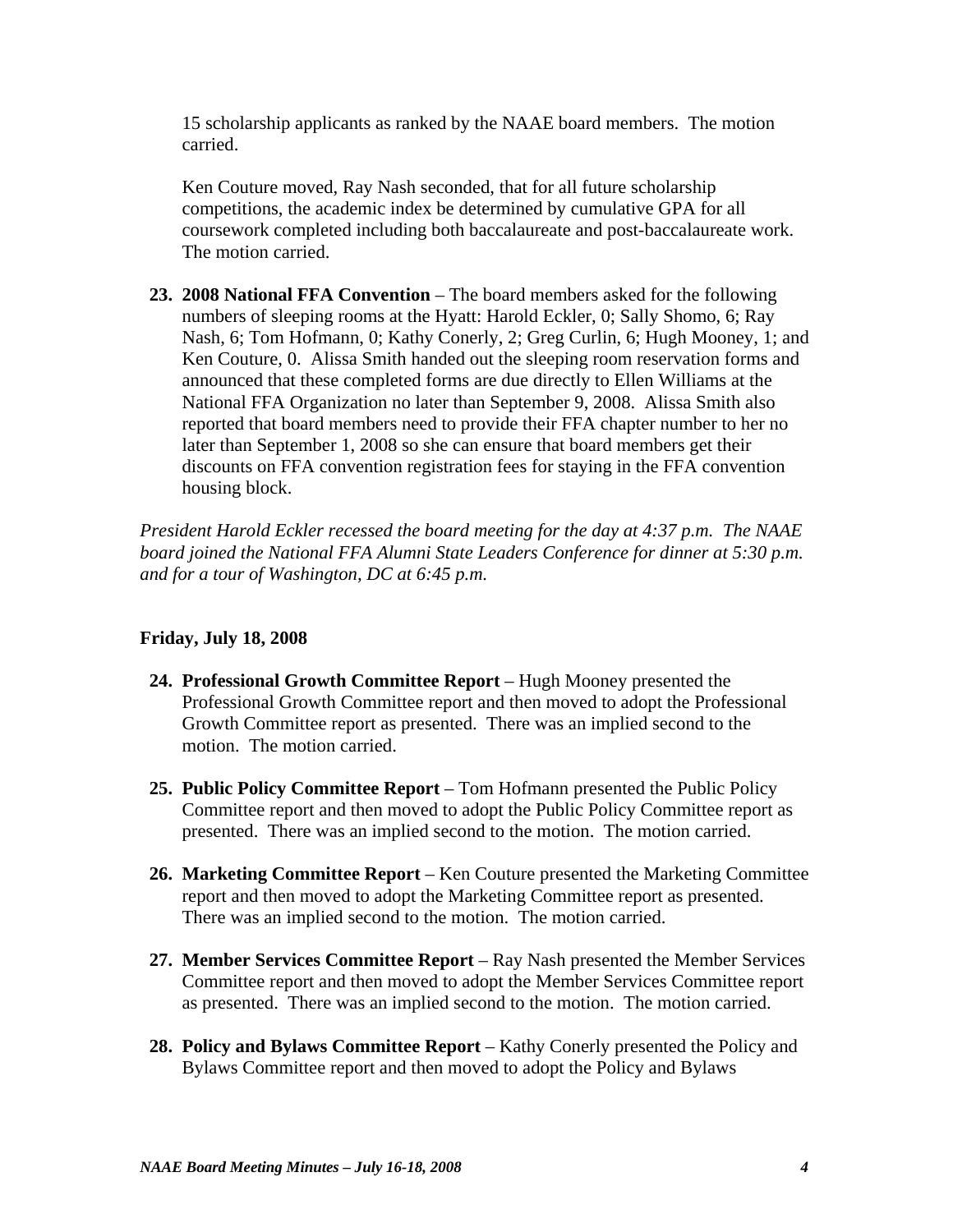15 scholarship applicants as ranked by the NAAE board members. The motion carried.

Ken Couture moved, Ray Nash seconded, that for all future scholarship competitions, the academic index be determined by cumulative GPA for all coursework completed including both baccalaureate and post-baccalaureate work. The motion carried.

23. **2008 National FFA Convention** – The board members asked for the following numbers of sleeping rooms at the Hyatt: Harold Eckler, 0; Sally Shomo, 6; Ray Nash, 6; Tom Hofmann, 0; Kathy Conerly, 2; Greg Curlin, 6; Hugh Mooney, 1; and Ken Couture, 0. Alissa Smith handed out the sleeping room reservation forms and announced that these completed forms are due directly to Ellen Williams at the National FFA Organization no later than September 9, 2008. Alissa Smith also reported that board members need to provide their FFA chapter number to her no later than September 1, 2008 so she can ensure that board members get their discounts on FFA convention registration fees for staying in the FFA convention housing block.

*President Harold Eckler recessed the board meeting for the day at 4:37 p.m. The NAAE board joined the National FFA Alumni State Leaders Conference for dinner at 5:30 p.m. and for a tour of Washington, DC at 6:45 p.m.*

**Friday, July 18, 2008**

24. **Professional Growth Committee Report** – Hugh Mooney presented the Professional Growth Committee report and then moved to adopt the Professional Growth Committee report as presented. There was an implied second to the motion. The motion carried.

25. **Public Policy Committee Report** – Tom Hofmann presented the Public Policy Committee report and then moved to adopt the Public Policy Committee report as presented. There was an implied second to the motion. The motion carried.

26. **Marketing Committee Report** – Ken Couture presented the Marketing Committee report and then moved to adopt the Marketing Committee report as presented. There was an implied second to the motion. The motion carried.

27. **Member Services Committee Report** – Ray Nash presented the Member Services Committee report and then moved to adopt the Member Services Committee report as presented. There was an implied second to the motion. The motion carried.

28. **Policy and Bylaws Committee Report** – Kathy Conerly presented the Policy and Bylaws Committee report and then moved to adopt the Policy and Bylaws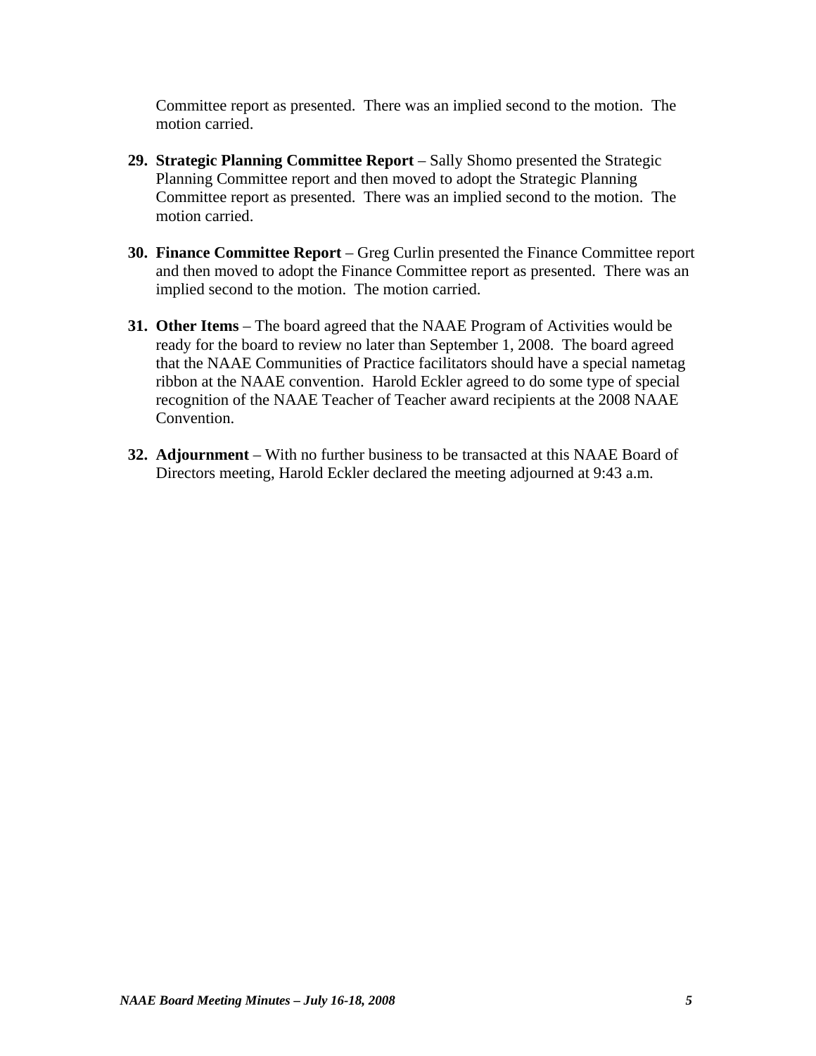Committee report as presented. There was an implied second to the motion. The motion carried.

29. **Strategic Planning Committee Report** – Sally Shomo presented the Strategic Planning Committee report and then moved to adopt the Strategic Planning Committee report as presented. There was an implied second to the motion. The motion carried.

30. **Finance Committee Report** – Greg Curlin presented the Finance Committee report and then moved to adopt the Finance Committee report as presented. There was an implied second to the motion. The motion carried.

31. **Other Items** – The board agreed that the NAAE Program of Activities would be ready for the board to review no later than September 1, 2008. The board agreed that the NAAE Communities of Practice facilitators should have a special nametag ribbon at the NAAE convention. Harold Eckler agreed to do some type of special recognition of the NAAE Teacher of Teacher award recipients at the 2008 NAAE Convention.

32. **Adjournment** – With no further business to be transacted at this NAAE Board of Directors meeting, Harold Eckler declared the meeting adjourned at 9:43 a.m.